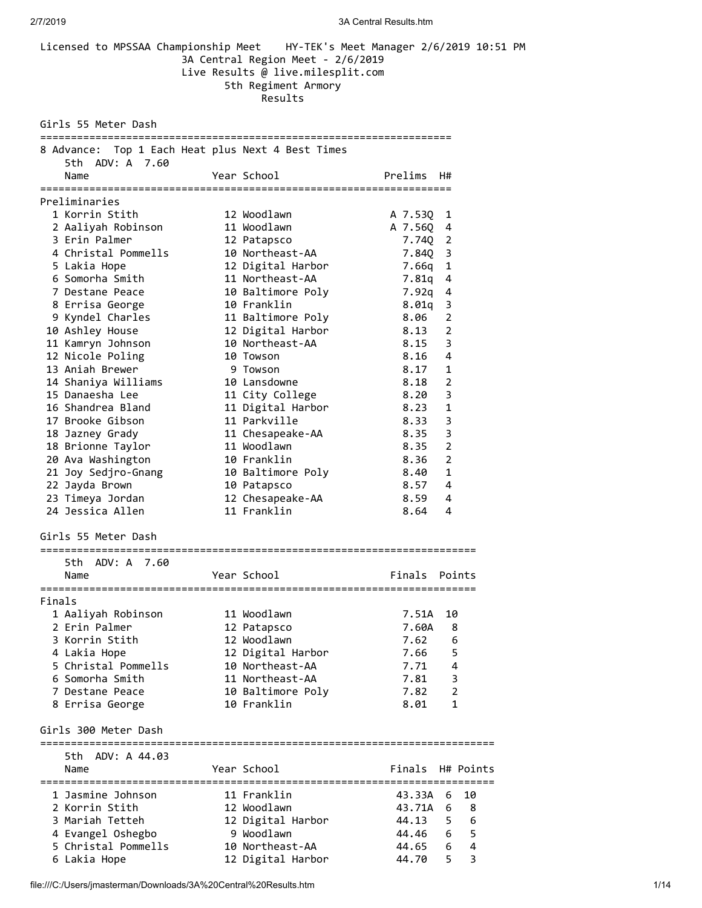Licensed to MPSSAA Championship Meet    HY-TEK's Meet Manager 2/6/2019 10:51 PM

3A Central Region Meet - 2/6/2019

Live Results @ live.milesplit.com

5th Regiment Armory

Results

## Girls 55 Meter Dash

8 Advance: Top 1 Each Heat plus Next 4 Best Times

5th ADV: A 7.60

### Preliminaries

| Place | Name | Year | School | Prelims | H# |
|---|---|---|---|---|---|
| 1 | Korrin Stith | 12 | Woodlawn | A 7.53Q | 1 |
| 2 | Aaliyah Robinson | 11 | Woodlawn | A 7.56Q | 4 |
| 3 | Erin Palmer | 12 | Patapsco | 7.74Q | 2 |
| 4 | Christal Pommells | 10 | Northeast-AA | 7.84Q | 3 |
| 5 | Lakia Hope | 12 | Digital Harbor | 7.66q | 1 |
| 6 | Somorha Smith | 11 | Northeast-AA | 7.81q | 4 |
| 7 | Destane Peace | 10 | Baltimore Poly | 7.92q | 4 |
| 8 | Errisa George | 10 | Franklin | 8.01q | 3 |
| 9 | Kyndel Charles | 11 | Baltimore Poly | 8.06 | 2 |
| 10 | Ashley House | 12 | Digital Harbor | 8.13 | 2 |
| 11 | Kamryn Johnson | 10 | Northeast-AA | 8.15 | 3 |
| 12 | Nicole Poling | 10 | Towson | 8.16 | 4 |
| 13 | Aniah Brewer | 9 | Towson | 8.17 | 1 |
| 14 | Shaniya Williams | 10 | Lansdowne | 8.18 | 2 |
| 15 | Danaesha Lee | 11 | City College | 8.20 | 3 |
| 16 | Shandrea Bland | 11 | Digital Harbor | 8.23 | 1 |
| 17 | Brooke Gibson | 11 | Parkville | 8.33 | 3 |
| 18 | Jazney Grady | 11 | Chesapeake-AA | 8.35 | 3 |
| 18 | Brionne Taylor | 11 | Woodlawn | 8.35 | 2 |
| 20 | Ava Washington | 10 | Franklin | 8.36 | 2 |
| 21 | Joy Sedjro-Gnang | 10 | Baltimore Poly | 8.40 | 1 |
| 22 | Jayda Brown | 10 | Patapsco | 8.57 | 4 |
| 23 | Timeya Jordan | 12 | Chesapeake-AA | 8.59 | 4 |
| 24 | Jessica Allen | 11 | Franklin | 8.64 | 4 |

## Girls 55 Meter Dash

5th ADV: A 7.60

### Finals

| Place | Name | Year | School | Finals | Points |
|---|---|---|---|---|---|
| 1 | Aaliyah Robinson | 11 | Woodlawn | 7.51A | 10 |
| 2 | Erin Palmer | 12 | Patapsco | 7.60A | 8 |
| 3 | Korrin Stith | 12 | Woodlawn | 7.62 | 6 |
| 4 | Lakia Hope | 12 | Digital Harbor | 7.66 | 5 |
| 5 | Christal Pommells | 10 | Northeast-AA | 7.71 | 4 |
| 6 | Somorha Smith | 11 | Northeast-AA | 7.81 | 3 |
| 7 | Destane Peace | 10 | Baltimore Poly | 7.82 | 2 |
| 8 | Errisa George | 10 | Franklin | 8.01 | 1 |

## Girls 300 Meter Dash

5th ADV: A 44.03

| Place | Name | Year | School | Finals | H# | Points |
|---|---|---|---|---|---|---|
| 1 | Jasmine Johnson | 11 | Franklin | 43.33A | 6 | 10 |
| 2 | Korrin Stith | 12 | Woodlawn | 43.71A | 6 | 8 |
| 3 | Mariah Tetteh | 12 | Digital Harbor | 44.13 | 5 | 6 |
| 4 | Evangel Oshegbo | 9 | Woodlawn | 44.46 | 6 | 5 |
| 5 | Christal Pommells | 10 | Northeast-AA | 44.65 | 6 | 4 |
| 6 | Lakia Hope | 12 | Digital Harbor | 44.70 | 5 | 3 |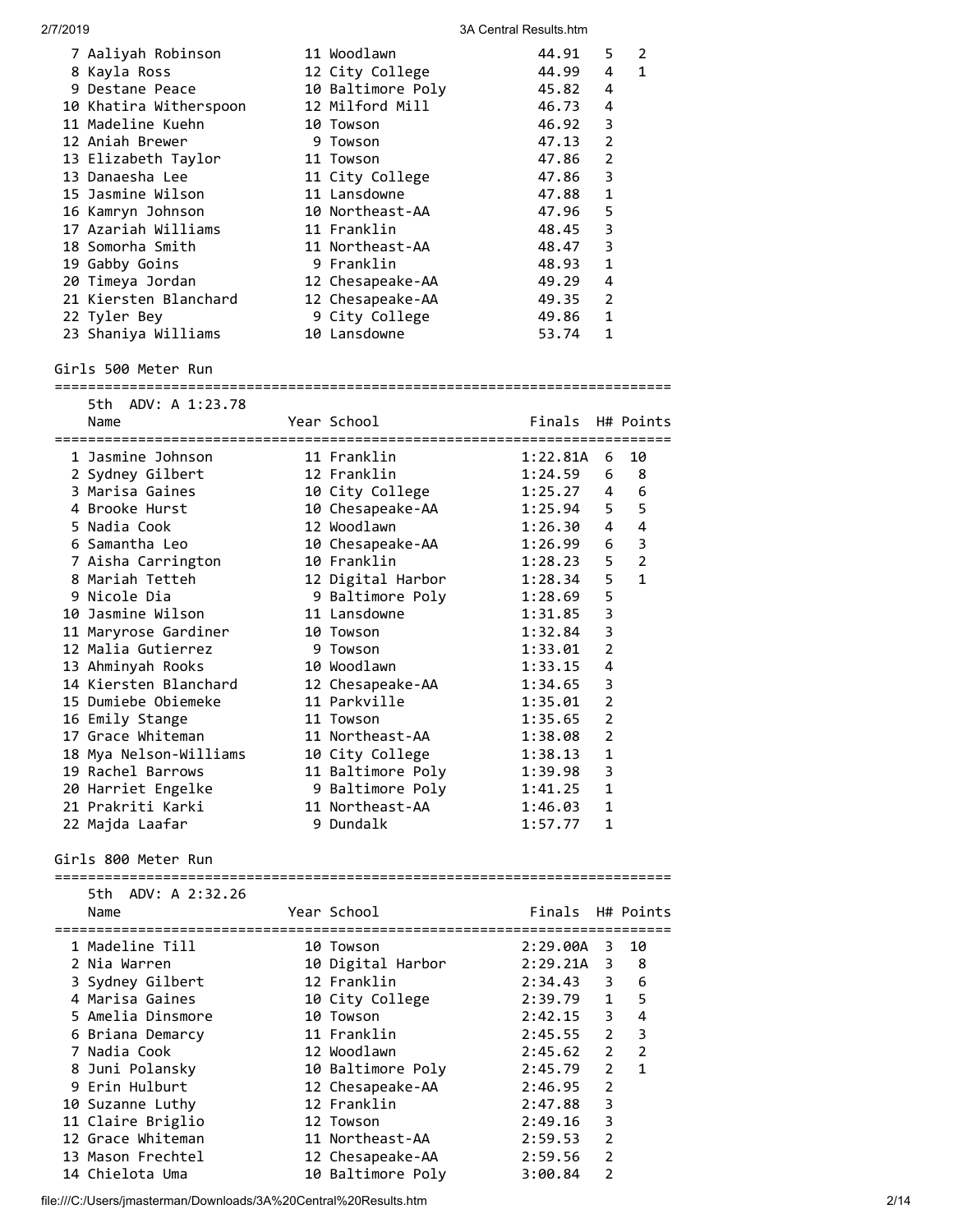| Place | Name | Year | School | Finals | H# | Points |
|---|---|---|---|---|---|---|
| 7 | Aaliyah Robinson | 11 | Woodlawn | 44.91 | 5 | 2 |
| 8 | Kayla Ross | 12 | City College | 44.99 | 4 | 1 |
| 9 | Destane Peace | 10 | Baltimore Poly | 45.82 | 4 | |
| 10 | Khatira Witherspoon | 12 | Milford Mill | 46.73 | 4 | |
| 11 | Madeline Kuehn | 10 | Towson | 46.92 | 3 | |
| 12 | Aniah Brewer | 9 | Towson | 47.13 | 2 | |
| 13 | Elizabeth Taylor | 11 | Towson | 47.86 | 2 | |
| 13 | Danaesha Lee | 11 | City College | 47.86 | 3 | |
| 15 | Jasmine Wilson | 11 | Lansdowne | 47.88 | 1 | |
| 16 | Kamryn Johnson | 10 | Northeast-AA | 47.96 | 5 | |
| 17 | Azariah Williams | 11 | Franklin | 48.45 | 3 | |
| 18 | Somorha Smith | 11 | Northeast-AA | 48.47 | 3 | |
| 19 | Gabby Goins | 9 | Franklin | 48.93 | 1 | |
| 20 | Timeya Jordan | 12 | Chesapeake-AA | 49.29 | 4 | |
| 21 | Kiersten Blanchard | 12 | Chesapeake-AA | 49.35 | 2 | |
| 22 | Tyler Bey | 9 | City College | 49.86 | 1 | |
| 23 | Shaniya Williams | 10 | Lansdowne | 53.74 | 1 | |

## Girls 500 Meter Run

5th ADV: A 1:23.78

| Place | Name | Year | School | Finals | H# | Points |
|---|---|---|---|---|---|---|
| 1 | Jasmine Johnson | 11 | Franklin | 1:22.81A | 6 | 10 |
| 2 | Sydney Gilbert | 12 | Franklin | 1:24.59 | 6 | 8 |
| 3 | Marisa Gaines | 10 | City College | 1:25.27 | 4 | 6 |
| 4 | Brooke Hurst | 10 | Chesapeake-AA | 1:25.94 | 5 | 5 |
| 5 | Nadia Cook | 12 | Woodlawn | 1:26.30 | 4 | 4 |
| 6 | Samantha Leo | 10 | Chesapeake-AA | 1:26.99 | 6 | 3 |
| 7 | Aisha Carrington | 10 | Franklin | 1:28.23 | 5 | 2 |
| 8 | Mariah Tetteh | 12 | Digital Harbor | 1:28.34 | 5 | 1 |
| 9 | Nicole Dia | 9 | Baltimore Poly | 1:28.69 | 5 | |
| 10 | Jasmine Wilson | 11 | Lansdowne | 1:31.85 | 3 | |
| 11 | Maryrose Gardiner | 10 | Towson | 1:32.84 | 3 | |
| 12 | Malia Gutierrez | 9 | Towson | 1:33.01 | 2 | |
| 13 | Ahminyah Rooks | 10 | Woodlawn | 1:33.15 | 4 | |
| 14 | Kiersten Blanchard | 12 | Chesapeake-AA | 1:34.65 | 3 | |
| 15 | Dumiebe Obiemeke | 11 | Parkville | 1:35.01 | 2 | |
| 16 | Emily Stange | 11 | Towson | 1:35.65 | 2 | |
| 17 | Grace Whiteman | 11 | Northeast-AA | 1:38.08 | 2 | |
| 18 | Mya Nelson-Williams | 10 | City College | 1:38.13 | 1 | |
| 19 | Rachel Barrows | 11 | Baltimore Poly | 1:39.98 | 3 | |
| 20 | Harriet Engelke | 9 | Baltimore Poly | 1:41.25 | 1 | |
| 21 | Prakriti Karki | 11 | Northeast-AA | 1:46.03 | 1 | |
| 22 | Majda Laafar | 9 | Dundalk | 1:57.77 | 1 | |

## Girls 800 Meter Run

5th ADV: A 2:32.26

| Place | Name | Year | School | Finals | H# | Points |
|---|---|---|---|---|---|---|
| 1 | Madeline Till | 10 | Towson | 2:29.00A | 3 | 10 |
| 2 | Nia Warren | 10 | Digital Harbor | 2:29.21A | 3 | 8 |
| 3 | Sydney Gilbert | 12 | Franklin | 2:34.43 | 3 | 6 |
| 4 | Marisa Gaines | 10 | City College | 2:39.79 | 1 | 5 |
| 5 | Amelia Dinsmore | 10 | Towson | 2:42.15 | 3 | 4 |
| 6 | Briana Demarcy | 11 | Franklin | 2:45.55 | 2 | 3 |
| 7 | Nadia Cook | 12 | Woodlawn | 2:45.62 | 2 | 2 |
| 8 | Juni Polansky | 10 | Baltimore Poly | 2:45.79 | 2 | 1 |
| 9 | Erin Hulburt | 12 | Chesapeake-AA | 2:46.95 | 2 | |
| 10 | Suzanne Luthy | 12 | Franklin | 2:47.88 | 3 | |
| 11 | Claire Briglio | 12 | Towson | 2:49.16 | 3 | |
| 12 | Grace Whiteman | 11 | Northeast-AA | 2:59.53 | 2 | |
| 13 | Mason Frechtel | 12 | Chesapeake-AA | 2:59.56 | 2 | |
| 14 | Chielota Uma | 10 | Baltimore Poly | 3:00.84 | 2 | |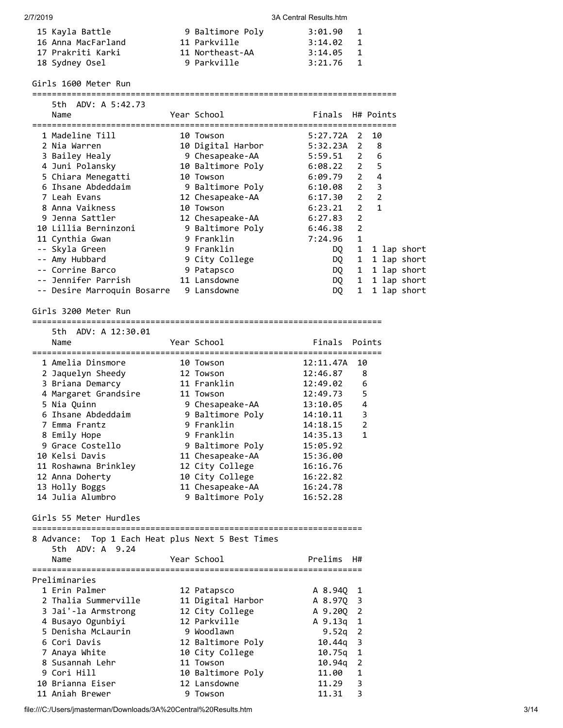| | Name | Year | School | Time | H# |
|---|---|---|---|---|---|
| 15 | Kayla Battle | 9 | Baltimore Poly | 3:01.90 | 1 |
| 16 | Anna MacFarland | 11 | Parkville | 3:14.02 | 1 |
| 17 | Prakriti Karki | 11 | Northeast-AA | 3:14.05 | 1 |
| 18 | Sydney Osel | 9 | Parkville | 3:21.76 | 1 |

## Girls 1600 Meter Run

5th ADV: A 5:42.73

| | Name | Year | School | Finals | H# | Points |
|---|---|---|---|---|---|---|
| 1 | Madeline Till | 10 | Towson | 5:27.72A | 2 | 10 |
| 2 | Nia Warren | 10 | Digital Harbor | 5:32.23A | 2 | 8 |
| 3 | Bailey Healy | 9 | Chesapeake-AA | 5:59.51 | 2 | 6 |
| 4 | Juni Polansky | 10 | Baltimore Poly | 6:08.22 | 2 | 5 |
| 5 | Chiara Menegatti | 10 | Towson | 6:09.79 | 2 | 4 |
| 6 | Ihsane Abdeddaim | 9 | Baltimore Poly | 6:10.08 | 2 | 3 |
| 7 | Leah Evans | 12 | Chesapeake-AA | 6:17.30 | 2 | 2 |
| 8 | Anna Vaikness | 10 | Towson | 6:23.21 | 2 | 1 |
| 9 | Jenna Sattler | 12 | Chesapeake-AA | 6:27.83 | 2 | |
| 10 | Lillia Berninzoni | 9 | Baltimore Poly | 6:46.38 | 2 | |
| 11 | Cynthia Gwan | 9 | Franklin | 7:24.96 | 1 | |
| -- | Skyla Green | 9 | Franklin | DQ | 1 | 1 lap short |
| -- | Amy Hubbard | 9 | City College | DQ | 1 | 1 lap short |
| -- | Corrine Barco | 9 | Patapsco | DQ | 1 | 1 lap short |
| -- | Jennifer Parrish | 11 | Lansdowne | DQ | 1 | 1 lap short |
| -- | Desire Marroquin Bosarre | 9 | Lansdowne | DQ | 1 | 1 lap short |

## Girls 3200 Meter Run

5th ADV: A 12:30.01

| | Name | Year | School | Finals | Points |
|---|---|---|---|---|---|
| 1 | Amelia Dinsmore | 10 | Towson | 12:11.47A | 10 |
| 2 | Jaquelyn Sheedy | 12 | Towson | 12:46.87 | 8 |
| 3 | Briana Demarcy | 11 | Franklin | 12:49.02 | 6 |
| 4 | Margaret Grandsire | 11 | Towson | 12:49.73 | 5 |
| 5 | Nia Quinn | 9 | Chesapeake-AA | 13:10.05 | 4 |
| 6 | Ihsane Abdeddaim | 9 | Baltimore Poly | 14:10.11 | 3 |
| 7 | Emma Frantz | 9 | Franklin | 14:18.15 | 2 |
| 8 | Emily Hope | 9 | Franklin | 14:35.13 | 1 |
| 9 | Grace Costello | 9 | Baltimore Poly | 15:05.92 | |
| 10 | Kelsi Davis | 11 | Chesapeake-AA | 15:36.00 | |
| 11 | Roshawna Brinkley | 12 | City College | 16:16.76 | |
| 12 | Anna Doherty | 10 | City College | 16:22.82 | |
| 13 | Holly Boggs | 11 | Chesapeake-AA | 16:24.78 | |
| 14 | Julia Alumbro | 9 | Baltimore Poly | 16:52.28 | |

## Girls 55 Meter Hurdles

8 Advance: Top 1 Each Heat plus Next 5 Best Times

5th ADV: A 9.24

Preliminaries

| | Name | Year | School | Prelims | H# |
|---|---|---|---|---|---|
| 1 | Erin Palmer | 12 | Patapsco | A 8.94Q | 1 |
| 2 | Thalia Summerville | 11 | Digital Harbor | A 8.97Q | 3 |
| 3 | Jai'-la Armstrong | 12 | City College | A 9.20Q | 2 |
| 4 | Busayo Ogunbiyi | 12 | Parkville | A 9.13q | 1 |
| 5 | Denisha McLaurin | 9 | Woodlawn | 9.52q | 2 |
| 6 | Cori Davis | 12 | Baltimore Poly | 10.44q | 3 |
| 7 | Anaya White | 10 | City College | 10.75q | 1 |
| 8 | Susannah Lehr | 11 | Towson | 10.94q | 2 |
| 9 | Cori Hill | 10 | Baltimore Poly | 11.00 | 1 |
| 10 | Brianna Eiser | 12 | Lansdowne | 11.29 | 3 |
| 11 | Aniah Brewer | 9 | Towson | 11.31 | 3 |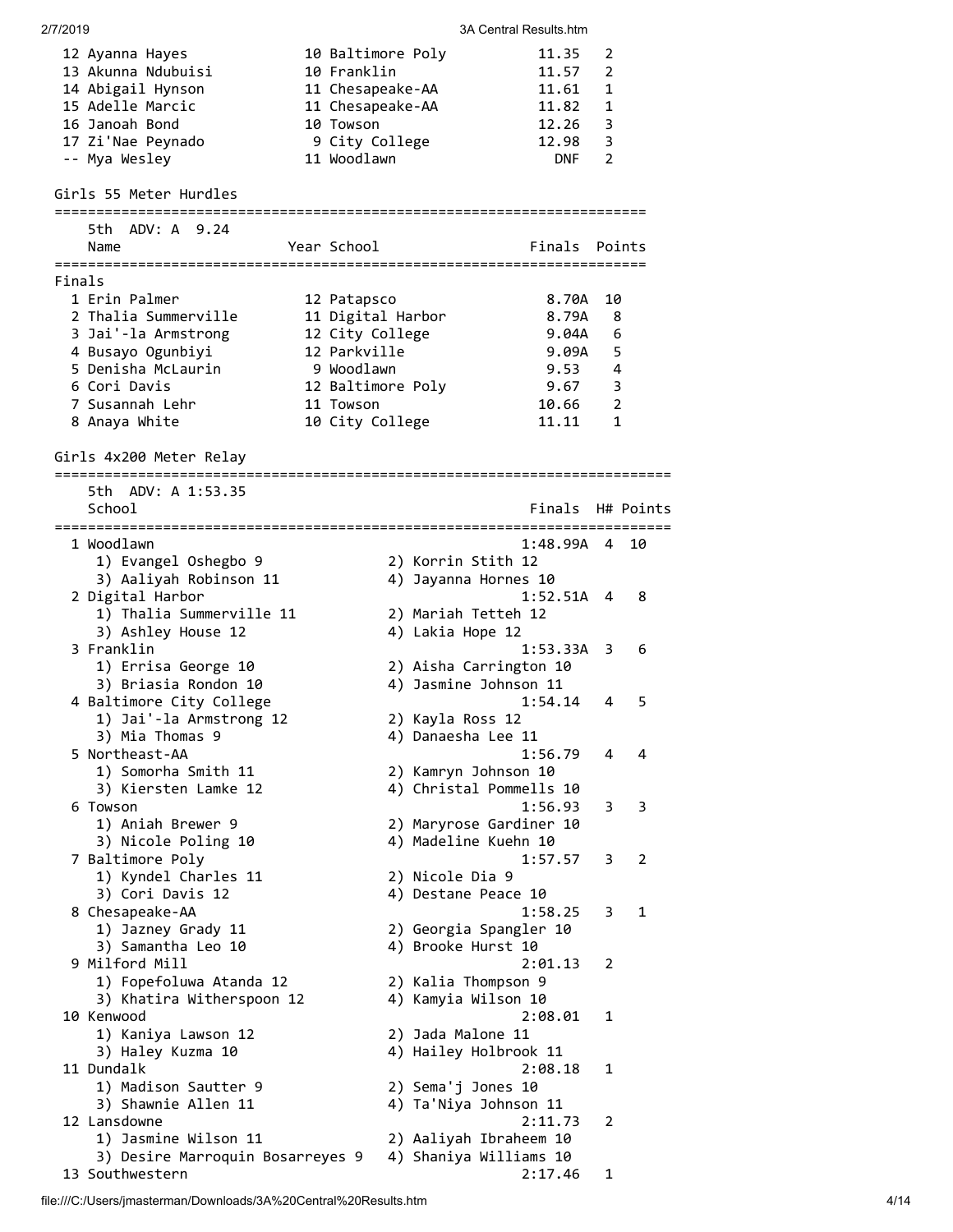| Place | Name | Year | School | Finals | H# |
|---|---|---|---|---|---|
| 12 | Ayanna Hayes | 10 | Baltimore Poly | 11.35 | 2 |
| 13 | Akunna Ndubuisi | 10 | Franklin | 11.57 | 2 |
| 14 | Abigail Hynson | 11 | Chesapeake-AA | 11.61 | 1 |
| 15 | Adelle Marcic | 11 | Chesapeake-AA | 11.82 | 1 |
| 16 | Janoah Bond | 10 | Towson | 12.26 | 3 |
| 17 | Zi'Nae Peynado | 9 | City College | 12.98 | 3 |
| -- | Mya Wesley | 11 | Woodlawn | DNF | 2 |

## Girls 55 Meter Hurdles

5th ADV: A 9.24

**Finals**

| Place | Name | Year | School | Finals | Points |
|---|---|---|---|---|---|
| 1 | Erin Palmer | 12 | Patapsco | 8.70A | 10 |
| 2 | Thalia Summerville | 11 | Digital Harbor | 8.79A | 8 |
| 3 | Jai'-la Armstrong | 12 | City College | 9.04A | 6 |
| 4 | Busayo Ogunbiyi | 12 | Parkville | 9.09A | 5 |
| 5 | Denisha McLaurin | 9 | Woodlawn | 9.53 | 4 |
| 6 | Cori Davis | 12 | Baltimore Poly | 9.67 | 3 |
| 7 | Susannah Lehr | 11 | Towson | 10.66 | 2 |
| 8 | Anaya White | 10 | City College | 11.11 | 1 |

## Girls 4x200 Meter Relay

5th ADV: A 1:53.35

| Place | School | Finals | H# | Points |
|---|---|---|---|---|
| 1 | Woodlawn | 1:48.99A | 4 | 10 |
| | 1) Evangel Oshegbo 9, 2) Korrin Stith 12, 3) Aaliyah Robinson 11, 4) Jayanna Hornes 10 | | | |
| 2 | Digital Harbor | 1:52.51A | 4 | 8 |
| | 1) Thalia Summerville 11, 2) Mariah Tetteh 12, 3) Ashley House 12, 4) Lakia Hope 12 | | | |
| 3 | Franklin | 1:53.33A | 3 | 6 |
| | 1) Errisa George 10, 2) Aisha Carrington 10, 3) Briasia Rondon 10, 4) Jasmine Johnson 11 | | | |
| 4 | Baltimore City College | 1:54.14 | 4 | 5 |
| | 1) Jai'-la Armstrong 12, 2) Kayla Ross 12, 3) Mia Thomas 9, 4) Danaesha Lee 11 | | | |
| 5 | Northeast-AA | 1:56.79 | 4 | 4 |
| | 1) Somorha Smith 11, 2) Kamryn Johnson 10, 3) Kiersten Lamke 12, 4) Christal Pommells 10 | | | |
| 6 | Towson | 1:56.93 | 3 | 3 |
| | 1) Aniah Brewer 9, 2) Maryrose Gardiner 10, 3) Nicole Poling 10, 4) Madeline Kuehn 10 | | | |
| 7 | Baltimore Poly | 1:57.57 | 3 | 2 |
| | 1) Kyndel Charles 11, 2) Nicole Dia 9, 3) Cori Davis 12, 4) Destane Peace 10 | | | |
| 8 | Chesapeake-AA | 1:58.25 | 3 | 1 |
| | 1) Jazney Grady 11, 2) Georgia Spangler 10, 3) Samantha Leo 10, 4) Brooke Hurst 10 | | | |
| 9 | Milford Mill | 2:01.13 | 2 | |
| | 1) Fopefoluwa Atanda 12, 2) Kalia Thompson 9, 3) Khatira Witherspoon 12, 4) Kamyia Wilson 10 | | | |
| 10 | Kenwood | 2:08.01 | 1 | |
| | 1) Kaniya Lawson 12, 2) Jada Malone 11, 3) Haley Kuzma 10, 4) Hailey Holbrook 11 | | | |
| 11 | Dundalk | 2:08.18 | 1 | |
| | 1) Madison Sautter 9, 2) Sema'j Jones 10, 3) Shawnie Allen 11, 4) Ta'Niya Johnson 11 | | | |
| 12 | Lansdowne | 2:11.73 | 2 | |
| | 1) Jasmine Wilson 11, 2) Aaliyah Ibraheem 10, 3) Desire Marroquin Bosarreyes 9, 4) Shaniya Williams 10 | | | |
| 13 | Southwestern | 2:17.46 | 1 | |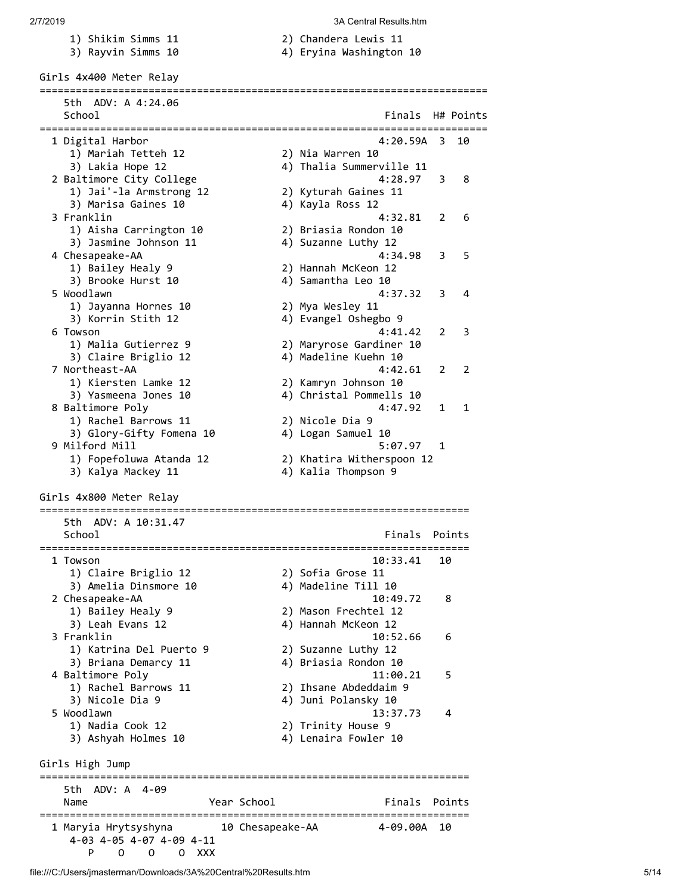1) Shikim Simms 11 2) Chandera Lewis 11
3) Rayvin Simms 10 4) Eryina Washington 10

## Girls 4x400 Meter Relay

5th ADV: A 4:24.06

| | School | Finals | H# | Points |
|---|---|---|---|---|
| 1 | Digital Harbor | 4:20.59A | 3 | 10 |
| | 1) Mariah Tetteh 12, 2) Nia Warren 10, 3) Lakia Hope 12, 4) Thalia Summerville 11 | | | |
| 2 | Baltimore City College | 4:28.97 | 3 | 8 |
| | 1) Jai'-la Armstrong 12, 2) Kyturah Gaines 11, 3) Marisa Gaines 10, 4) Kayla Ross 12 | | | |
| 3 | Franklin | 4:32.81 | 2 | 6 |
| | 1) Aisha Carrington 10, 2) Briasia Rondon 10, 3) Jasmine Johnson 11, 4) Suzanne Luthy 12 | | | |
| 4 | Chesapeake-AA | 4:34.98 | 3 | 5 |
| | 1) Bailey Healy 9, 2) Hannah McKeon 12, 3) Brooke Hurst 10, 4) Samantha Leo 10 | | | |
| 5 | Woodlawn | 4:37.32 | 3 | 4 |
| | 1) Jayanna Hornes 10, 2) Mya Wesley 11, 3) Korrin Stith 12, 4) Evangel Oshegbo 9 | | | |
| 6 | Towson | 4:41.42 | 2 | 3 |
| | 1) Malia Gutierrez 9, 2) Maryrose Gardiner 10, 3) Claire Briglio 12, 4) Madeline Kuehn 10 | | | |
| 7 | Northeast-AA | 4:42.61 | 2 | 2 |
| | 1) Kiersten Lamke 12, 2) Kamryn Johnson 10, 3) Yasmeena Jones 10, 4) Christal Pommells 10 | | | |
| 8 | Baltimore Poly | 4:47.92 | 1 | 1 |
| | 1) Rachel Barrows 11, 2) Nicole Dia 9, 3) Glory-Gifty Fomena 10, 4) Logan Samuel 10 | | | |
| 9 | Milford Mill | 5:07.97 | 1 | |
| | 1) Fopefoluwa Atanda 12, 2) Khatira Witherspoon 12, 3) Kalya Mackey 11, 4) Kalia Thompson 9 | | | |

## Girls 4x800 Meter Relay

5th ADV: A 10:31.47

| | School | Finals | Points |
|---|---|---|---|
| 1 | Towson | 10:33.41 | 10 |
| | 1) Claire Briglio 12, 2) Sofia Grose 11, 3) Amelia Dinsmore 10, 4) Madeline Till 10 | | |
| 2 | Chesapeake-AA | 10:49.72 | 8 |
| | 1) Bailey Healy 9, 2) Mason Frechtel 12, 3) Leah Evans 12, 4) Hannah McKeon 12 | | |
| 3 | Franklin | 10:52.66 | 6 |
| | 1) Katrina Del Puerto 9, 2) Suzanne Luthy 12, 3) Briana Demarcy 11, 4) Briasia Rondon 10 | | |
| 4 | Baltimore Poly | 11:00.21 | 5 |
| | 1) Rachel Barrows 11, 2) Ihsane Abdeddaim 9, 3) Nicole Dia 9, 4) Juni Polansky 10 | | |
| 5 | Woodlawn | 13:37.73 | 4 |
| | 1) Nadia Cook 12, 2) Trinity House 9, 3) Ashyah Holmes 10, 4) Lenaira Fowler 10 | | |

## Girls High Jump

5th ADV: A 4-09

| | Name | Year | School | Finals | Points |
|---|---|---|---|---|---|
| 1 | Maryia Hrytsyshyna | 10 | Chesapeake-AA | 4-09.00A | 10 |

4-03 4-05 4-07 4-09 4-11
P O O O XXX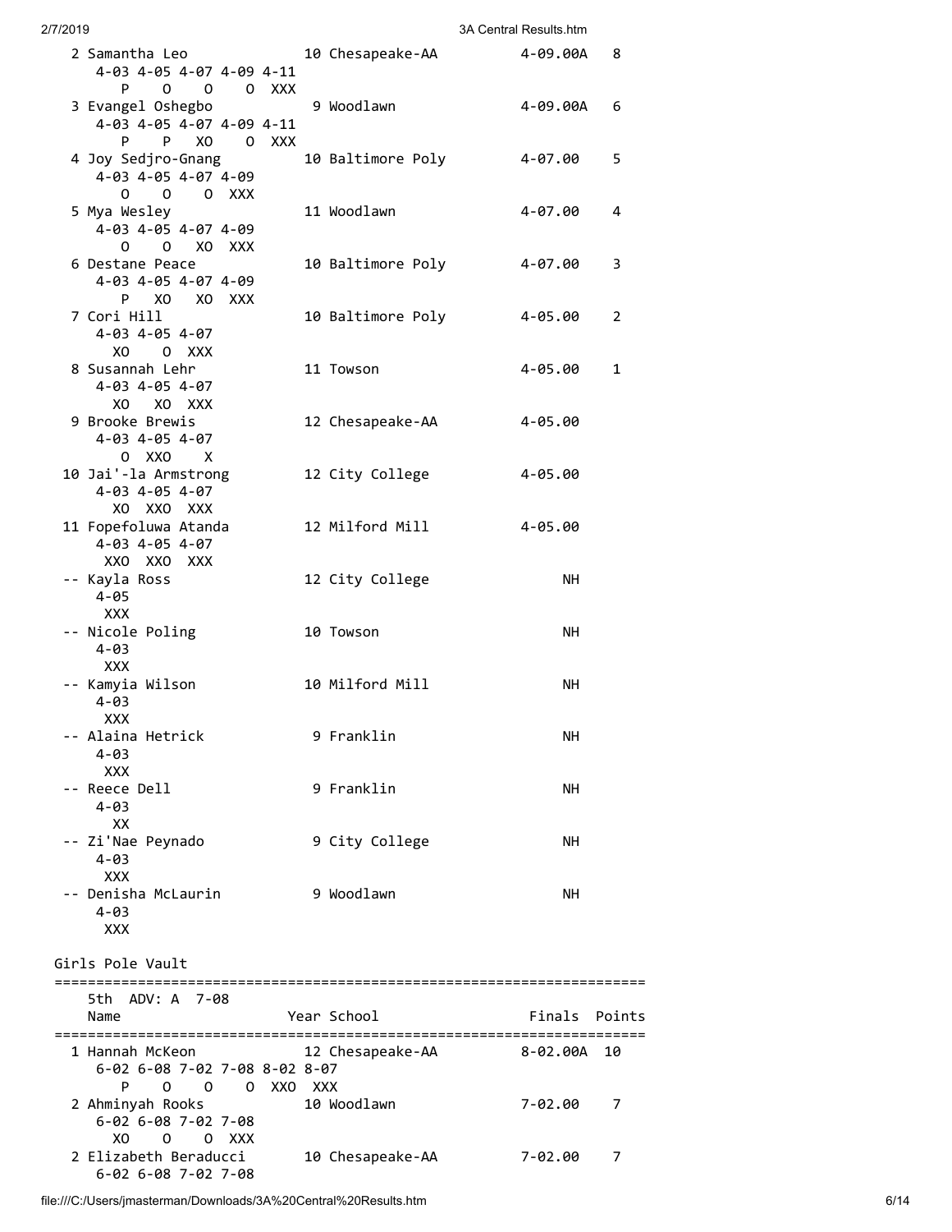```
  2 Samantha Leo              10 Chesapeake-AA          4-09.00A   8
     4-03 4-05 4-07 4-09 4-11
        P    O    O    O  XXX
  3 Evangel Oshegbo            9 Woodlawn               4-09.00A   6
     4-03 4-05 4-07 4-09 4-11
        P    P   XO    O  XXX
  4 Joy Sedjro-Gnang          10 Baltimore Poly         4-07.00    5
     4-03 4-05 4-07 4-09
        O    O    O  XXX
  5 Mya Wesley                11 Woodlawn               4-07.00    4
     4-03 4-05 4-07 4-09
        O    O   XO  XXX
  6 Destane Peace             10 Baltimore Poly         4-07.00    3
     4-03 4-05 4-07 4-09
        P   XO   XO  XXX
  7 Cori Hill                 10 Baltimore Poly         4-05.00    2
     4-03 4-05 4-07
       XO    O  XXX
  8 Susannah Lehr             11 Towson                 4-05.00    1
     4-03 4-05 4-07
       XO   XO  XXX
  9 Brooke Brewis             12 Chesapeake-AA          4-05.00
     4-03 4-05 4-07
        O  XXO    X
 10 Jai'-la Armstrong         12 City College           4-05.00
     4-03 4-05 4-07
       XO  XXO  XXX
 11 Fopefoluwa Atanda         12 Milford Mill           4-05.00
     4-03 4-05 4-07
      XXO  XXO  XXX
 -- Kayla Ross                12 City College                NH
     4-05
      XXX
 -- Nicole Poling             10 Towson                      NH
     4-03
      XXX
 -- Kamyia Wilson             10 Milford Mill                NH
     4-03
      XXX
 -- Alaina Hetrick             9 Franklin                    NH
     4-03
      XXX
 -- Reece Dell                 9 Franklin                    NH
     4-03
       XX
 -- Zi'Nae Peynado             9 City College                NH
     4-03
      XXX
 -- Denisha McLaurin           9 Woodlawn                    NH
     4-03
      XXX
```

Girls Pole Vault

```
======================================================================
    5th  ADV: A  7-08
    Name                    Year School                 Finals  Points
======================================================================
  1 Hannah McKeon             12 Chesapeake-AA          8-02.00A  10
     6-02 6-08 7-02 7-08 8-02 8-07
        P    O    O    O  XXO  XXX
  2 Ahminyah Rooks            10 Woodlawn               7-02.00    7
     6-02 6-08 7-02 7-08
       XO    O    O  XXX
  2 Elizabeth Beraducci       10 Chesapeake-AA          7-02.00    7
     6-02 6-08 7-02 7-08
```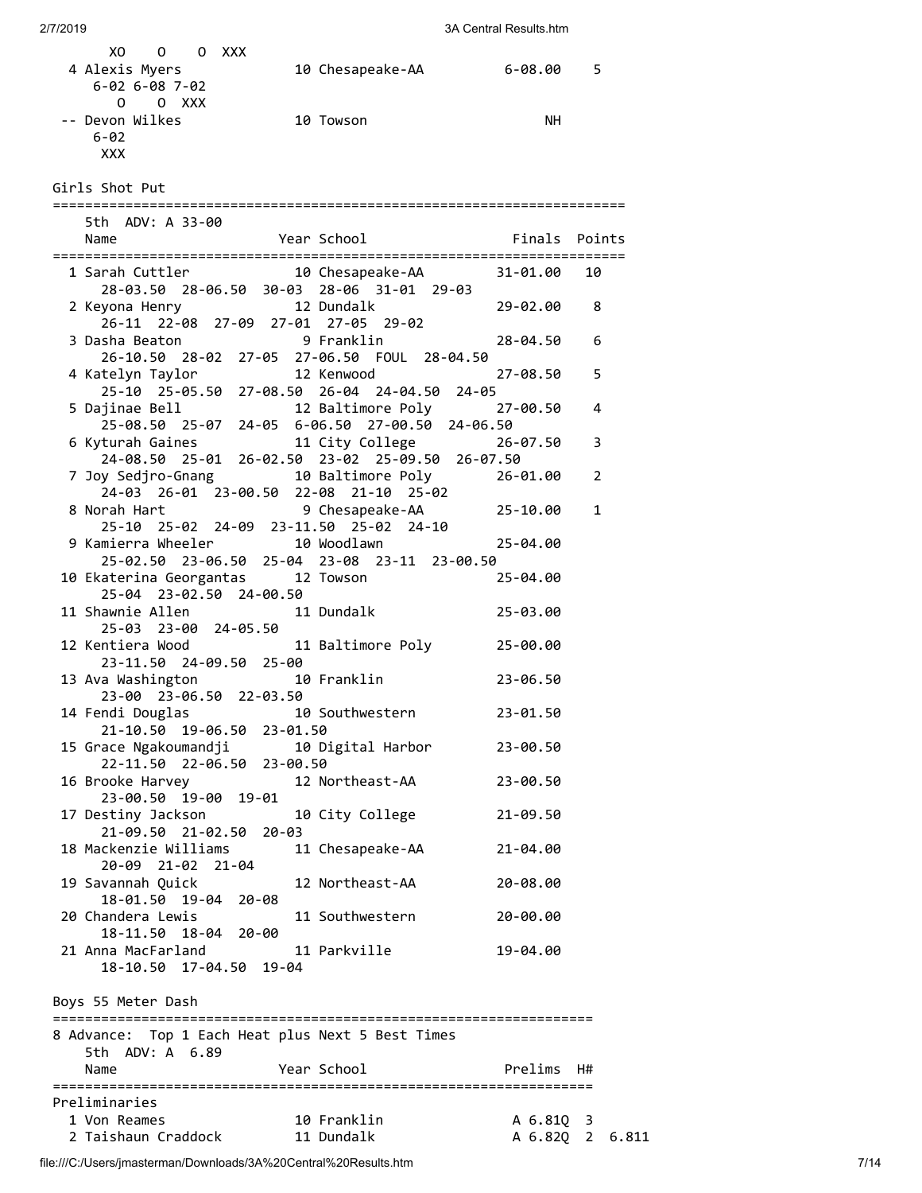```
      XO    O    O  XXX
  4 Alexis Myers             10 Chesapeake-AA          6-08.00    5
     6-02 6-08 7-02
       O    O  XXX
 -- Devon Wilkes             10 Towson                      NH
     6-02
      XXX
```

Girls Shot Put

```
=======================================================================
    5th  ADV: A 33-00
    Name                    Year School                  Finals  Points
=======================================================================
  1 Sarah Cuttler            10 Chesapeake-AA          31-01.00   10
      28-03.50  28-06.50  30-03  28-06  31-01  29-03
  2 Keyona Henry             12 Dundalk                29-02.00    8
      26-11  22-08  27-09  27-01  27-05  29-02
  3 Dasha Beaton              9 Franklin               28-04.50    6
      26-10.50  28-02  27-05  27-06.50  FOUL  28-04.50
  4 Katelyn Taylor           12 Kenwood                27-08.50    5
      25-10  25-05.50  27-08.50  26-04  24-04.50  24-05
  5 Dajinae Bell             12 Baltimore Poly         27-00.50    4
      25-08.50  25-07  24-05  6-06.50  27-00.50  24-06.50
  6 Kyturah Gaines           11 City College           26-07.50    3
      24-08.50  25-01  26-02.50  23-02  25-09.50  26-07.50
  7 Joy Sedjro-Gnang         10 Baltimore Poly         26-01.00    2
      24-03  26-01  23-00.50  22-08  21-10  25-02
  8 Norah Hart                9 Chesapeake-AA          25-10.00    1
      25-10  25-02  24-09  23-11.50  25-02  24-10
  9 Kamierra Wheeler         10 Woodlawn               25-04.00
      25-02.50  23-06.50  25-04  23-08  23-11  23-00.50
 10 Ekaterina Georgantas     12 Towson                 25-04.00
      25-04  23-02.50  24-00.50
 11 Shawnie Allen            11 Dundalk                25-03.00
      25-03  23-00  24-05.50
 12 Kentiera Wood            11 Baltimore Poly         25-00.00
      23-11.50  24-09.50  25-00
 13 Ava Washington           10 Franklin               23-06.50
      23-00  23-06.50  22-03.50
 14 Fendi Douglas            10 Southwestern           23-01.50
      21-10.50  19-06.50  23-01.50
 15 Grace Ngakoumandji       10 Digital Harbor         23-00.50
      22-11.50  22-06.50  23-00.50
 16 Brooke Harvey            12 Northeast-AA           23-00.50
      23-00.50  19-00  19-01
 17 Destiny Jackson          10 City College           21-09.50
      21-09.50  21-02.50  20-03
 18 Mackenzie Williams       11 Chesapeake-AA          21-04.00
      20-09  21-02  21-04
 19 Savannah Quick           12 Northeast-AA           20-08.00
      18-01.50  19-04  20-08
 20 Chandera Lewis           11 Southwestern           20-00.00
      18-11.50  18-04  20-00
 21 Anna MacFarland          11 Parkville              19-04.00
      18-10.50  17-04.50  19-04
```

Boys 55 Meter Dash

```
===================================================================
8 Advance:  Top 1 Each Heat plus Next 5 Best Times
    5th  ADV: A  6.89
    Name                    Year School                Prelims  H#
===================================================================
Preliminaries
  1 Von Reames               10 Franklin               A 6.81Q  3
  2 Taishaun Craddock        11 Dundalk                A 6.82Q  2  6.811
```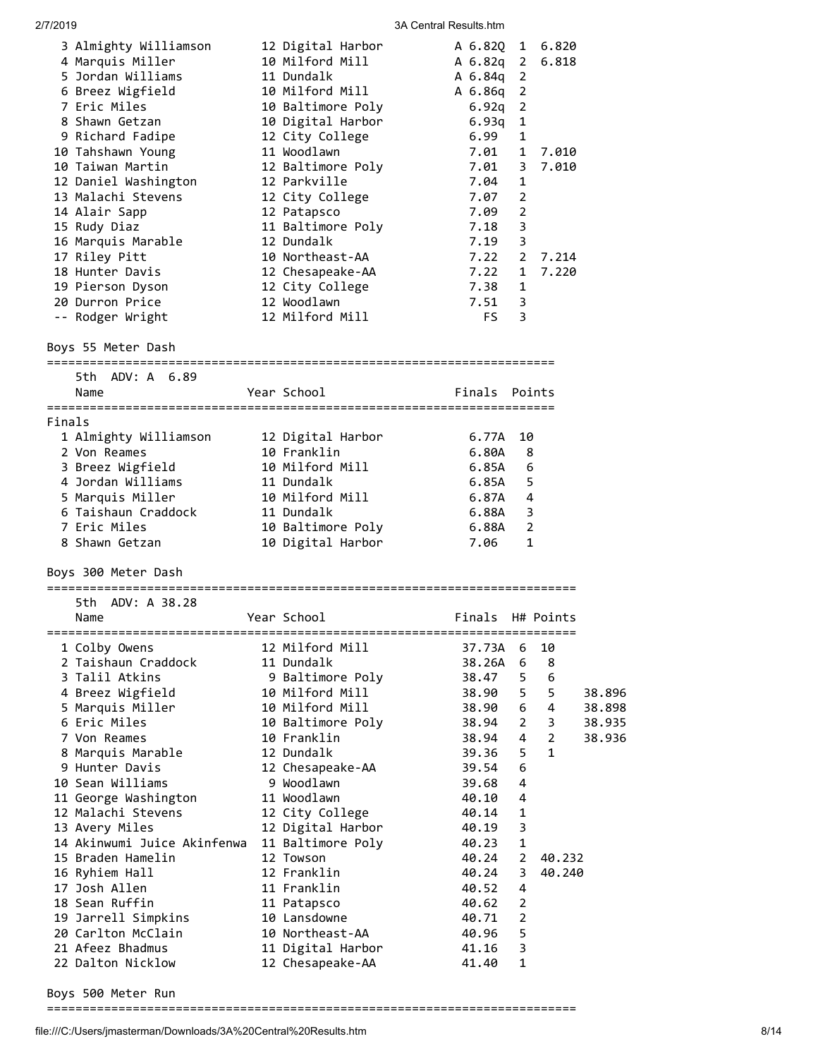| Place | Name | Year | School | Prelims | H# | Tiebreak |
|---|---|---|---|---|---|---|
| 3 | Almighty Williamson | 12 | Digital Harbor | A 6.82Q | 1 | 6.820 |
| 4 | Marquis Miller | 10 | Milford Mill | A 6.82q | 2 | 6.818 |
| 5 | Jordan Williams | 11 | Dundalk | A 6.84q | 2 | |
| 6 | Breez Wigfield | 10 | Milford Mill | A 6.86q | 2 | |
| 7 | Eric Miles | 10 | Baltimore Poly | 6.92q | 2 | |
| 8 | Shawn Getzan | 10 | Digital Harbor | 6.93q | 1 | |
| 9 | Richard Fadipe | 12 | City College | 6.99 | 1 | |
| 10 | Tahshawn Young | 11 | Woodlawn | 7.01 | 1 | 7.010 |
| 10 | Taiwan Martin | 12 | Baltimore Poly | 7.01 | 3 | 7.010 |
| 12 | Daniel Washington | 12 | Parkville | 7.04 | 1 | |
| 13 | Malachi Stevens | 12 | City College | 7.07 | 2 | |
| 14 | Alair Sapp | 12 | Patapsco | 7.09 | 2 | |
| 15 | Rudy Diaz | 11 | Baltimore Poly | 7.18 | 3 | |
| 16 | Marquis Marable | 12 | Dundalk | 7.19 | 3 | |
| 17 | Riley Pitt | 10 | Northeast-AA | 7.22 | 2 | 7.214 |
| 18 | Hunter Davis | 12 | Chesapeake-AA | 7.22 | 1 | 7.220 |
| 19 | Pierson Dyson | 12 | City College | 7.38 | 1 | |
| 20 | Durron Price | 12 | Woodlawn | 7.51 | 3 | |
| -- | Rodger Wright | 12 | Milford Mill | FS | 3 | |

## Boys 55 Meter Dash

5th ADV: A 6.89

**Finals**

| Place | Name | Year | School | Finals | Points |
|---|---|---|---|---|---|
| 1 | Almighty Williamson | 12 | Digital Harbor | 6.77A | 10 |
| 2 | Von Reames | 10 | Franklin | 6.80A | 8 |
| 3 | Breez Wigfield | 10 | Milford Mill | 6.85A | 6 |
| 4 | Jordan Williams | 11 | Dundalk | 6.85A | 5 |
| 5 | Marquis Miller | 10 | Milford Mill | 6.87A | 4 |
| 6 | Taishaun Craddock | 11 | Dundalk | 6.88A | 3 |
| 7 | Eric Miles | 10 | Baltimore Poly | 6.88A | 2 |
| 8 | Shawn Getzan | 10 | Digital Harbor | 7.06 | 1 |

## Boys 300 Meter Dash

5th ADV: A 38.28

| Place | Name | Year | School | Finals | H# | Points | Tiebreak |
|---|---|---|---|---|---|---|---|
| 1 | Colby Owens | 12 | Milford Mill | 37.73A | 6 | 10 | |
| 2 | Taishaun Craddock | 11 | Dundalk | 38.26A | 6 | 8 | |
| 3 | Talil Atkins | 9 | Baltimore Poly | 38.47 | 5 | 6 | |
| 4 | Breez Wigfield | 10 | Milford Mill | 38.90 | 5 | 5 | 38.896 |
| 5 | Marquis Miller | 10 | Milford Mill | 38.90 | 6 | 4 | 38.898 |
| 6 | Eric Miles | 10 | Baltimore Poly | 38.94 | 2 | 3 | 38.935 |
| 7 | Von Reames | 10 | Franklin | 38.94 | 4 | 2 | 38.936 |
| 8 | Marquis Marable | 12 | Dundalk | 39.36 | 5 | 1 | |
| 9 | Hunter Davis | 12 | Chesapeake-AA | 39.54 | 6 | | |
| 10 | Sean Williams | 9 | Woodlawn | 39.68 | 4 | | |
| 11 | George Washington | 11 | Woodlawn | 40.10 | 4 | | |
| 12 | Malachi Stevens | 12 | City College | 40.14 | 1 | | |
| 13 | Avery Miles | 12 | Digital Harbor | 40.19 | 3 | | |
| 14 | Akinwumi Juice Akinfenwa | 11 | Baltimore Poly | 40.23 | 1 | | |
| 15 | Braden Hamelin | 12 | Towson | 40.24 | 2 | 40.232 | |
| 16 | Ryhiem Hall | 12 | Franklin | 40.24 | 3 | 40.240 | |
| 17 | Josh Allen | 11 | Franklin | 40.52 | 4 | | |
| 18 | Sean Ruffin | 11 | Patapsco | 40.62 | 2 | | |
| 19 | Jarrell Simpkins | 10 | Lansdowne | 40.71 | 2 | | |
| 20 | Carlton McClain | 10 | Northeast-AA | 40.96 | 5 | | |
| 21 | Afeez Bhadmus | 11 | Digital Harbor | 41.16 | 3 | | |
| 22 | Dalton Nicklow | 12 | Chesapeake-AA | 41.40 | 1 | | |

## Boys 500 Meter Run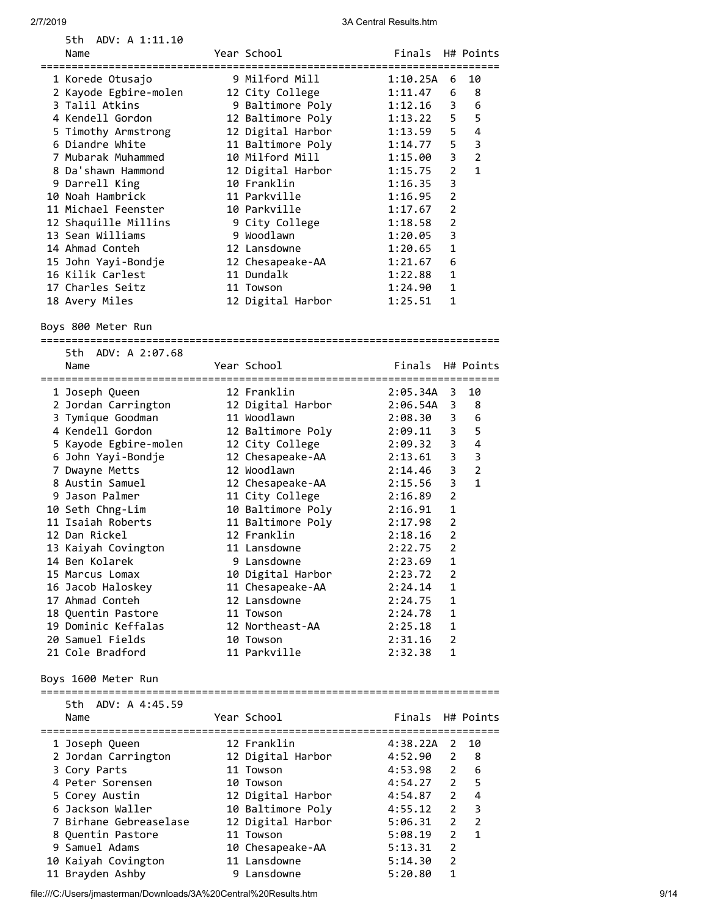5th ADV: A 1:11.10

| Place | Name | Year | School | Finals | H# | Points |
|---|---|---|---|---|---|---|
| 1 | Korede Otusajo | 9 | Milford Mill | 1:10.25A | 6 | 10 |
| 2 | Kayode Egbire-molen | 12 | City College | 1:11.47 | 6 | 8 |
| 3 | Talil Atkins | 9 | Baltimore Poly | 1:12.16 | 3 | 6 |
| 4 | Kendell Gordon | 12 | Baltimore Poly | 1:13.22 | 5 | 5 |
| 5 | Timothy Armstrong | 12 | Digital Harbor | 1:13.59 | 5 | 4 |
| 6 | Diandre White | 11 | Baltimore Poly | 1:14.77 | 5 | 3 |
| 7 | Mubarak Muhammed | 10 | Milford Mill | 1:15.00 | 3 | 2 |
| 8 | Da'shawn Hammond | 12 | Digital Harbor | 1:15.75 | 2 | 1 |
| 9 | Darrell King | 10 | Franklin | 1:16.35 | 3 | |
| 10 | Noah Hambrick | 11 | Parkville | 1:16.95 | 2 | |
| 11 | Michael Feenster | 10 | Parkville | 1:17.67 | 2 | |
| 12 | Shaquille Millins | 9 | City College | 1:18.58 | 2 | |
| 13 | Sean Williams | 9 | Woodlawn | 1:20.05 | 3 | |
| 14 | Ahmad Conteh | 12 | Lansdowne | 1:20.65 | 1 | |
| 15 | John Yayi-Bondje | 12 | Chesapeake-AA | 1:21.67 | 6 | |
| 16 | Kilik Carlest | 11 | Dundalk | 1:22.88 | 1 | |
| 17 | Charles Seitz | 11 | Towson | 1:24.90 | 1 | |
| 18 | Avery Miles | 12 | Digital Harbor | 1:25.51 | 1 | |

## Boys 800 Meter Run

5th ADV: A 2:07.68

| Place | Name | Year | School | Finals | H# | Points |
|---|---|---|---|---|---|---|
| 1 | Joseph Queen | 12 | Franklin | 2:05.34A | 3 | 10 |
| 2 | Jordan Carrington | 12 | Digital Harbor | 2:06.54A | 3 | 8 |
| 3 | Tymique Goodman | 11 | Woodlawn | 2:08.30 | 3 | 6 |
| 4 | Kendell Gordon | 12 | Baltimore Poly | 2:09.11 | 3 | 5 |
| 5 | Kayode Egbire-molen | 12 | City College | 2:09.32 | 3 | 4 |
| 6 | John Yayi-Bondje | 12 | Chesapeake-AA | 2:13.61 | 3 | 3 |
| 7 | Dwayne Metts | 12 | Woodlawn | 2:14.46 | 3 | 2 |
| 8 | Austin Samuel | 12 | Chesapeake-AA | 2:15.56 | 3 | 1 |
| 9 | Jason Palmer | 11 | City College | 2:16.89 | 2 | |
| 10 | Seth Chng-Lim | 10 | Baltimore Poly | 2:16.91 | 1 | |
| 11 | Isaiah Roberts | 11 | Baltimore Poly | 2:17.98 | 2 | |
| 12 | Dan Rickel | 12 | Franklin | 2:18.16 | 2 | |
| 13 | Kaiyah Covington | 11 | Lansdowne | 2:22.75 | 2 | |
| 14 | Ben Kolarek | 9 | Lansdowne | 2:23.69 | 1 | |
| 15 | Marcus Lomax | 10 | Digital Harbor | 2:23.72 | 2 | |
| 16 | Jacob Haloskey | 11 | Chesapeake-AA | 2:24.14 | 1 | |
| 17 | Ahmad Conteh | 12 | Lansdowne | 2:24.75 | 1 | |
| 18 | Quentin Pastore | 11 | Towson | 2:24.78 | 1 | |
| 19 | Dominic Keffalas | 12 | Northeast-AA | 2:25.18 | 1 | |
| 20 | Samuel Fields | 10 | Towson | 2:31.16 | 2 | |
| 21 | Cole Bradford | 11 | Parkville | 2:32.38 | 1 | |

## Boys 1600 Meter Run

5th ADV: A 4:45.59

| Place | Name | Year | School | Finals | H# | Points |
|---|---|---|---|---|---|---|
| 1 | Joseph Queen | 12 | Franklin | 4:38.22A | 2 | 10 |
| 2 | Jordan Carrington | 12 | Digital Harbor | 4:52.90 | 2 | 8 |
| 3 | Cory Parts | 11 | Towson | 4:53.98 | 2 | 6 |
| 4 | Peter Sorensen | 10 | Towson | 4:54.27 | 2 | 5 |
| 5 | Corey Austin | 12 | Digital Harbor | 4:54.87 | 2 | 4 |
| 6 | Jackson Waller | 10 | Baltimore Poly | 4:55.12 | 2 | 3 |
| 7 | Birhane Gebreaselase | 12 | Digital Harbor | 5:06.31 | 2 | 2 |
| 8 | Quentin Pastore | 11 | Towson | 5:08.19 | 2 | 1 |
| 9 | Samuel Adams | 10 | Chesapeake-AA | 5:13.31 | 2 | |
| 10 | Kaiyah Covington | 11 | Lansdowne | 5:14.30 | 2 | |
| 11 | Brayden Ashby | 9 | Lansdowne | 5:20.80 | 1 | |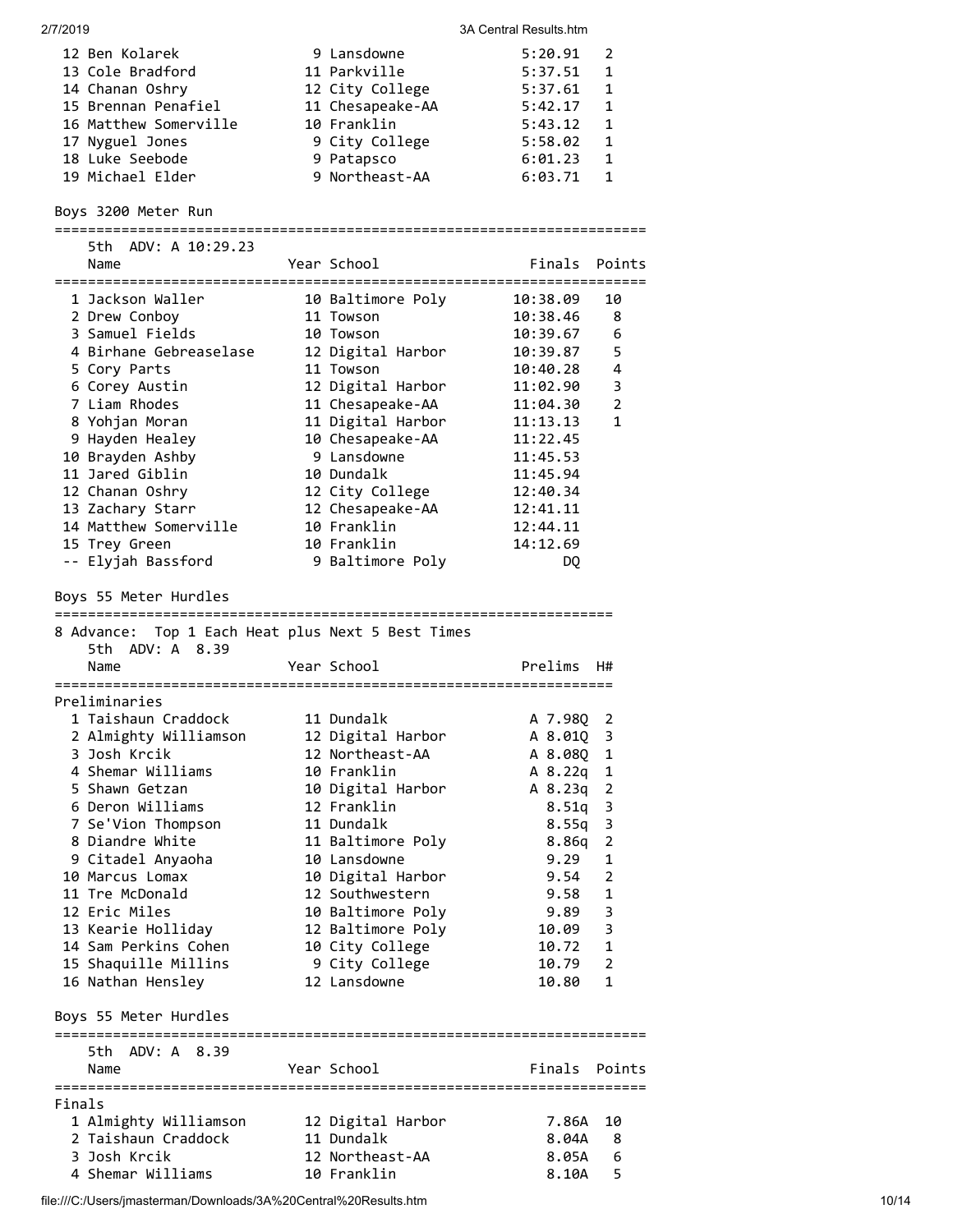| Place | Name | Year | School | Finals | Points |
|---|---|---|---|---|---|
| 12 | Ben Kolarek | 9 | Lansdowne | 5:20.91 | 2 |
| 13 | Cole Bradford | 11 | Parkville | 5:37.51 | 1 |
| 14 | Chanan Oshry | 12 | City College | 5:37.61 | 1 |
| 15 | Brennan Penafiel | 11 | Chesapeake-AA | 5:42.17 | 1 |
| 16 | Matthew Somerville | 10 | Franklin | 5:43.12 | 1 |
| 17 | Nyguel Jones | 9 | City College | 5:58.02 | 1 |
| 18 | Luke Seebode | 9 | Patapsco | 6:01.23 | 1 |
| 19 | Michael Elder | 9 | Northeast-AA | 6:03.71 | 1 |

## Boys 3200 Meter Run

5th ADV: A 10:29.23

| Place | Name | Year | School | Finals | Points |
|---|---|---|---|---|---|
| 1 | Jackson Waller | 10 | Baltimore Poly | 10:38.09 | 10 |
| 2 | Drew Conboy | 11 | Towson | 10:38.46 | 8 |
| 3 | Samuel Fields | 10 | Towson | 10:39.67 | 6 |
| 4 | Birhane Gebreaselase | 12 | Digital Harbor | 10:39.87 | 5 |
| 5 | Cory Parts | 11 | Towson | 10:40.28 | 4 |
| 6 | Corey Austin | 12 | Digital Harbor | 11:02.90 | 3 |
| 7 | Liam Rhodes | 11 | Chesapeake-AA | 11:04.30 | 2 |
| 8 | Yohjan Moran | 11 | Digital Harbor | 11:13.13 | 1 |
| 9 | Hayden Healey | 10 | Chesapeake-AA | 11:22.45 | |
| 10 | Brayden Ashby | 9 | Lansdowne | 11:45.53 | |
| 11 | Jared Giblin | 10 | Dundalk | 11:45.94 | |
| 12 | Chanan Oshry | 12 | City College | 12:40.34 | |
| 13 | Zachary Starr | 12 | Chesapeake-AA | 12:41.11 | |
| 14 | Matthew Somerville | 10 | Franklin | 12:44.11 | |
| 15 | Trey Green | 10 | Franklin | 14:12.69 | |
| -- | Elyjah Bassford | 9 | Baltimore Poly | DQ | |

## Boys 55 Meter Hurdles

8 Advance: Top 1 Each Heat plus Next 5 Best Times

5th ADV: A 8.39

Preliminaries

| Place | Name | Year | School | Prelims | H# |
|---|---|---|---|---|---|
| 1 | Taishaun Craddock | 11 | Dundalk | A 7.98Q | 2 |
| 2 | Almighty Williamson | 12 | Digital Harbor | A 8.01Q | 3 |
| 3 | Josh Krcik | 12 | Northeast-AA | A 8.08Q | 1 |
| 4 | Shemar Williams | 10 | Franklin | A 8.22q | 1 |
| 5 | Shawn Getzan | 10 | Digital Harbor | A 8.23q | 2 |
| 6 | Deron Williams | 12 | Franklin | 8.51q | 3 |
| 7 | Se'Vion Thompson | 11 | Dundalk | 8.55q | 3 |
| 8 | Diandre White | 11 | Baltimore Poly | 8.86q | 2 |
| 9 | Citadel Anyaoha | 10 | Lansdowne | 9.29 | 1 |
| 10 | Marcus Lomax | 10 | Digital Harbor | 9.54 | 2 |
| 11 | Tre McDonald | 12 | Southwestern | 9.58 | 1 |
| 12 | Eric Miles | 10 | Baltimore Poly | 9.89 | 3 |
| 13 | Kearie Holliday | 12 | Baltimore Poly | 10.09 | 3 |
| 14 | Sam Perkins Cohen | 10 | City College | 10.72 | 1 |
| 15 | Shaquille Millins | 9 | City College | 10.79 | 2 |
| 16 | Nathan Hensley | 12 | Lansdowne | 10.80 | 1 |

## Boys 55 Meter Hurdles

5th ADV: A 8.39

Finals

| Place | Name | Year | School | Finals | Points |
|---|---|---|---|---|---|
| 1 | Almighty Williamson | 12 | Digital Harbor | 7.86A | 10 |
| 2 | Taishaun Craddock | 11 | Dundalk | 8.04A | 8 |
| 3 | Josh Krcik | 12 | Northeast-AA | 8.05A | 6 |
| 4 | Shemar Williams | 10 | Franklin | 8.10A | 5 |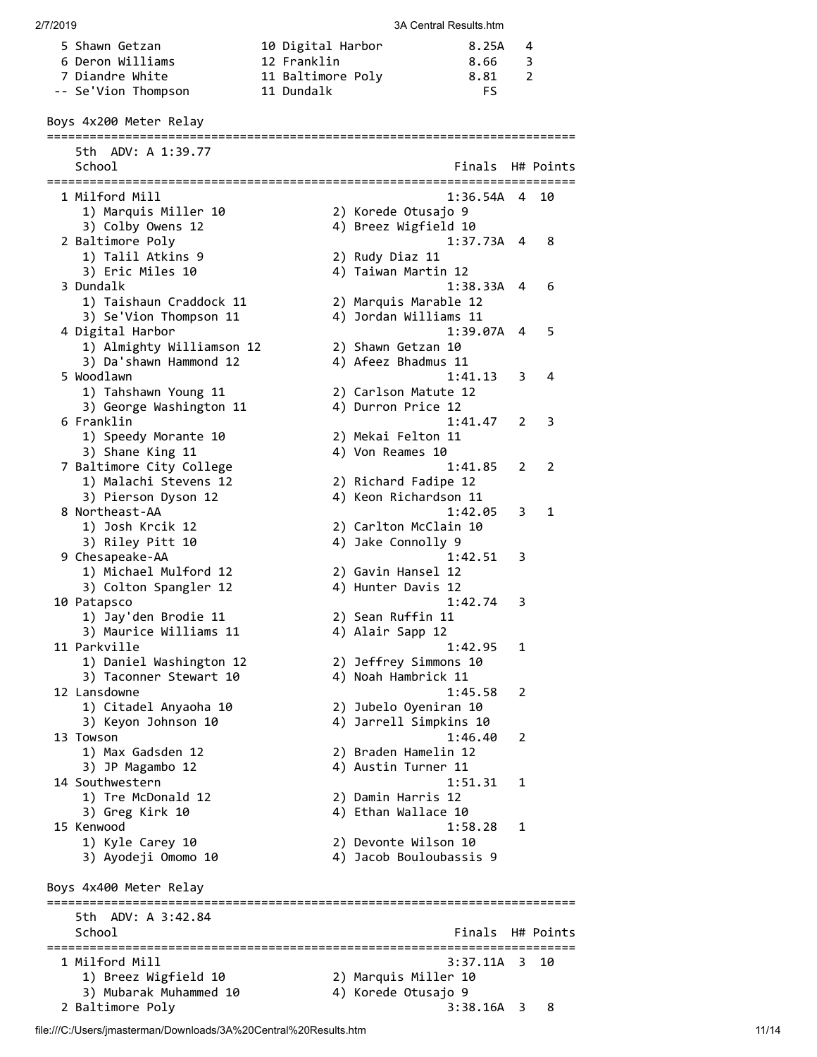| Place | Name | Year | School | Finals | Points |
|---|---|---|---|---|---|
| 5 | Shawn Getzan | 10 | Digital Harbor | 8.25A | 4 |
| 6 | Deron Williams | 12 | Franklin | 8.66 | 3 |
| 7 | Diandre White | 11 | Baltimore Poly | 8.81 | 2 |
| -- | Se'Vion Thompson | 11 | Dundalk | FS | |

## Boys 4x200 Meter Relay

5th ADV: A 1:39.77

| Place | School | Finals | H# | Points |
|---|---|---|---|---|
| 1 | Milford Mill | 1:36.54A | 4 | 10 |
| | 1) Marquis Miller 10, 2) Korede Otusajo 9, 3) Colby Owens 12, 4) Breez Wigfield 10 | | | |
| 2 | Baltimore Poly | 1:37.73A | 4 | 8 |
| | 1) Talil Atkins 9, 2) Rudy Diaz 11, 3) Eric Miles 10, 4) Taiwan Martin 12 | | | |
| 3 | Dundalk | 1:38.33A | 4 | 6 |
| | 1) Taishaun Craddock 11, 2) Marquis Marable 12, 3) Se'Vion Thompson 11, 4) Jordan Williams 11 | | | |
| 4 | Digital Harbor | 1:39.07A | 4 | 5 |
| | 1) Almighty Williamson 12, 2) Shawn Getzan 10, 3) Da'shawn Hammond 12, 4) Afeez Bhadmus 11 | | | |
| 5 | Woodlawn | 1:41.13 | 3 | 4 |
| | 1) Tahshawn Young 11, 2) Carlson Matute 12, 3) George Washington 11, 4) Durron Price 12 | | | |
| 6 | Franklin | 1:41.47 | 2 | 3 |
| | 1) Speedy Morante 10, 2) Mekai Felton 11, 3) Shane King 11, 4) Von Reames 10 | | | |
| 7 | Baltimore City College | 1:41.85 | 2 | 2 |
| | 1) Malachi Stevens 12, 2) Richard Fadipe 12, 3) Pierson Dyson 12, 4) Keon Richardson 11 | | | |
| 8 | Northeast-AA | 1:42.05 | 3 | 1 |
| | 1) Josh Krcik 12, 2) Carlton McClain 10, 3) Riley Pitt 10, 4) Jake Connolly 9 | | | |
| 9 | Chesapeake-AA | 1:42.51 | 3 | |
| | 1) Michael Mulford 12, 2) Gavin Hansel 12, 3) Colton Spangler 12, 4) Hunter Davis 12 | | | |
| 10 | Patapsco | 1:42.74 | 3 | |
| | 1) Jay'den Brodie 11, 2) Sean Ruffin 11, 3) Maurice Williams 11, 4) Alair Sapp 12 | | | |
| 11 | Parkville | 1:42.95 | 1 | |
| | 1) Daniel Washington 12, 2) Jeffrey Simmons 10, 3) Taconner Stewart 10, 4) Noah Hambrick 11 | | | |
| 12 | Lansdowne | 1:45.58 | 2 | |
| | 1) Citadel Anyaoha 10, 2) Jubelo Oyeniran 10, 3) Keyon Johnson 10, 4) Jarrell Simpkins 10 | | | |
| 13 | Towson | 1:46.40 | 2 | |
| | 1) Max Gadsden 12, 2) Braden Hamelin 12, 3) JP Magambo 12, 4) Austin Turner 11 | | | |
| 14 | Southwestern | 1:51.31 | 1 | |
| | 1) Tre McDonald 12, 2) Damin Harris 12, 3) Greg Kirk 10, 4) Ethan Wallace 10 | | | |
| 15 | Kenwood | 1:58.28 | 1 | |
| | 1) Kyle Carey 10, 2) Devonte Wilson 10, 3) Ayodeji Omomo 10, 4) Jacob Bouloubassis 9 | | | |

## Boys 4x400 Meter Relay

5th ADV: A 3:42.84

| Place | School | Finals | H# | Points |
|---|---|---|---|---|
| 1 | Milford Mill | 3:37.11A | 3 | 10 |
| | 1) Breez Wigfield 10, 2) Marquis Miller 10, 3) Mubarak Muhammed 10, 4) Korede Otusajo 9 | | | |
| 2 | Baltimore Poly | 3:38.16A | 3 | 8 |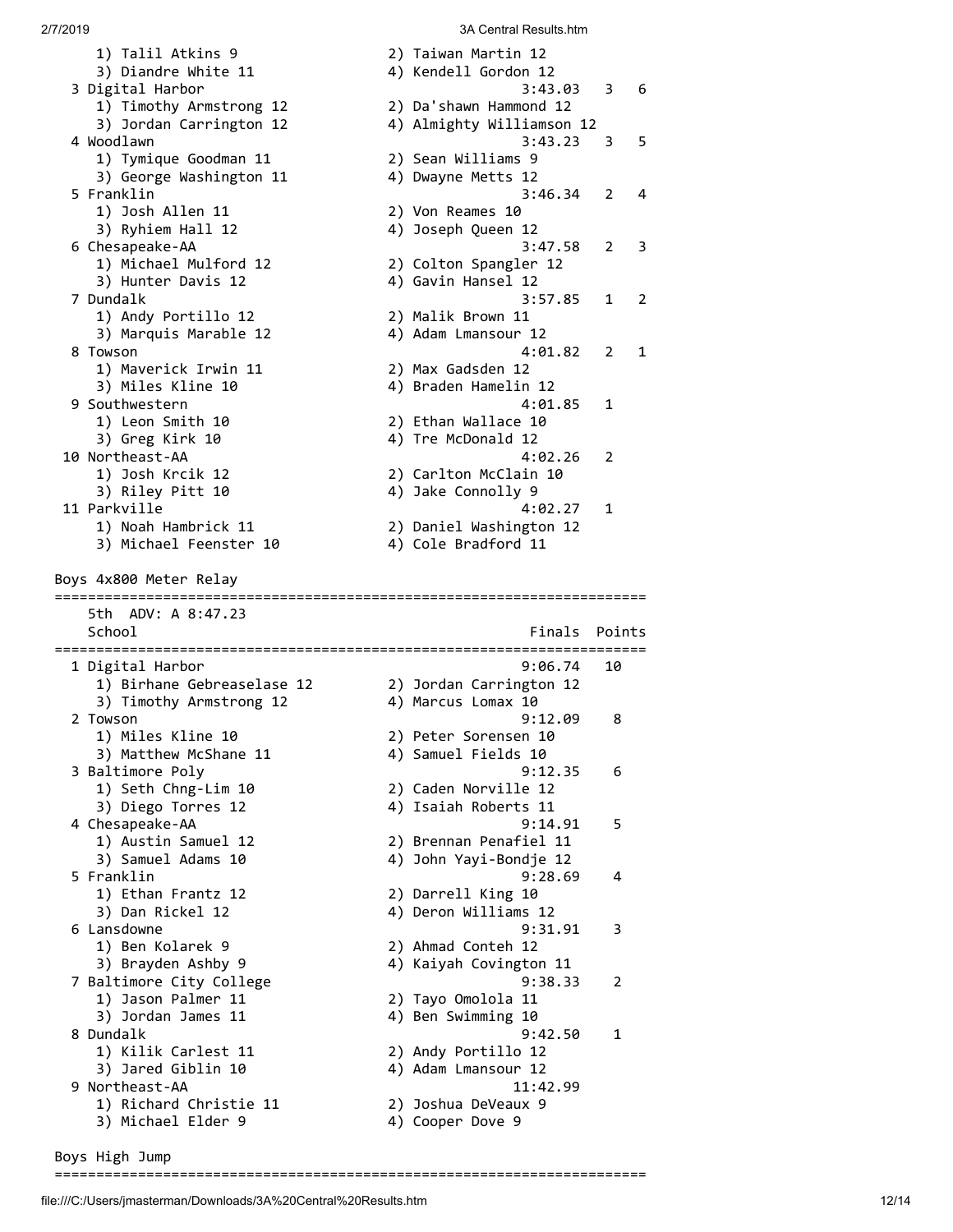```
      1) Talil Atkins 9                 2) Taiwan Martin 12
      3) Diandre White 11               4) Kendell Gordon 12
   3 Digital Harbor                                 3:43.03   3   6
      1) Timothy Armstrong 12           2) Da'shawn Hammond 12
      3) Jordan Carrington 12           4) Almighty Williamson 12
   4 Woodlawn                                       3:43.23   3   5
      1) Tymique Goodman 11             2) Sean Williams 9
      3) George Washington 11           4) Dwayne Metts 12
   5 Franklin                                       3:46.34   2   4
      1) Josh Allen 11                  2) Von Reames 10
      3) Ryhiem Hall 12                 4) Joseph Queen 12
   6 Chesapeake-AA                                  3:47.58   2   3
      1) Michael Mulford 12             2) Colton Spangler 12
      3) Hunter Davis 12                4) Gavin Hansel 12
   7 Dundalk                                        3:57.85   1   2
      1) Andy Portillo 12               2) Malik Brown 11
      3) Marquis Marable 12             4) Adam Lmansour 12
   8 Towson                                         4:01.82   2   1
      1) Maverick Irwin 11              2) Max Gadsden 12
      3) Miles Kline 10                 4) Braden Hamelin 12
   9 Southwestern                                   4:01.85   1
      1) Leon Smith 10                  2) Ethan Wallace 10
      3) Greg Kirk 10                   4) Tre McDonald 12
  10 Northeast-AA                                   4:02.26   2
      1) Josh Krcik 12                  2) Carlton McClain 10
      3) Riley Pitt 10                  4) Jake Connolly 9
  11 Parkville                                      4:02.27   1
      1) Noah Hambrick 11               2) Daniel Washington 12
      3) Michael Feenster 10            4) Cole Bradford 11

Boys 4x800 Meter Relay
=======================================================================
    5th  ADV: A 8:47.23
    School                                            Finals  Points
=======================================================================
  1 Digital Harbor                                   9:06.74   10
     1) Birhane Gebreaselase 12        2) Jordan Carrington 12
     3) Timothy Armstrong 12           4) Marcus Lomax 10
  2 Towson                                           9:12.09    8
     1) Miles Kline 10                 2) Peter Sorensen 10
     3) Matthew McShane 11             4) Samuel Fields 10
  3 Baltimore Poly                                   9:12.35    6
     1) Seth Chng-Lim 10               2) Caden Norville 12
     3) Diego Torres 12                4) Isaiah Roberts 11
  4 Chesapeake-AA                                    9:14.91    5
     1) Austin Samuel 12               2) Brennan Penafiel 11
     3) Samuel Adams 10                4) John Yayi-Bondje 12
  5 Franklin                                         9:28.69    4
     1) Ethan Frantz 12                2) Darrell King 10
     3) Dan Rickel 12                  4) Deron Williams 12
  6 Lansdowne                                        9:31.91    3
     1) Ben Kolarek 9                  2) Ahmad Conteh 12
     3) Brayden Ashby 9                4) Kaiyah Covington 11
  7 Baltimore City College                           9:38.33    2
     1) Jason Palmer 11                2) Tayo Omolola 11
     3) Jordan James 11                4) Ben Swimming 10
  8 Dundalk                                          9:42.50    1
     1) Kilik Carlest 11               2) Andy Portillo 12
     3) Jared Giblin 10                4) Adam Lmansour 12
  9 Northeast-AA                                    11:42.99
     1) Richard Christie 11            2) Joshua DeVeaux 9
     3) Michael Elder 9                4) Cooper Dove 9

Boys High Jump
=======================================================================
```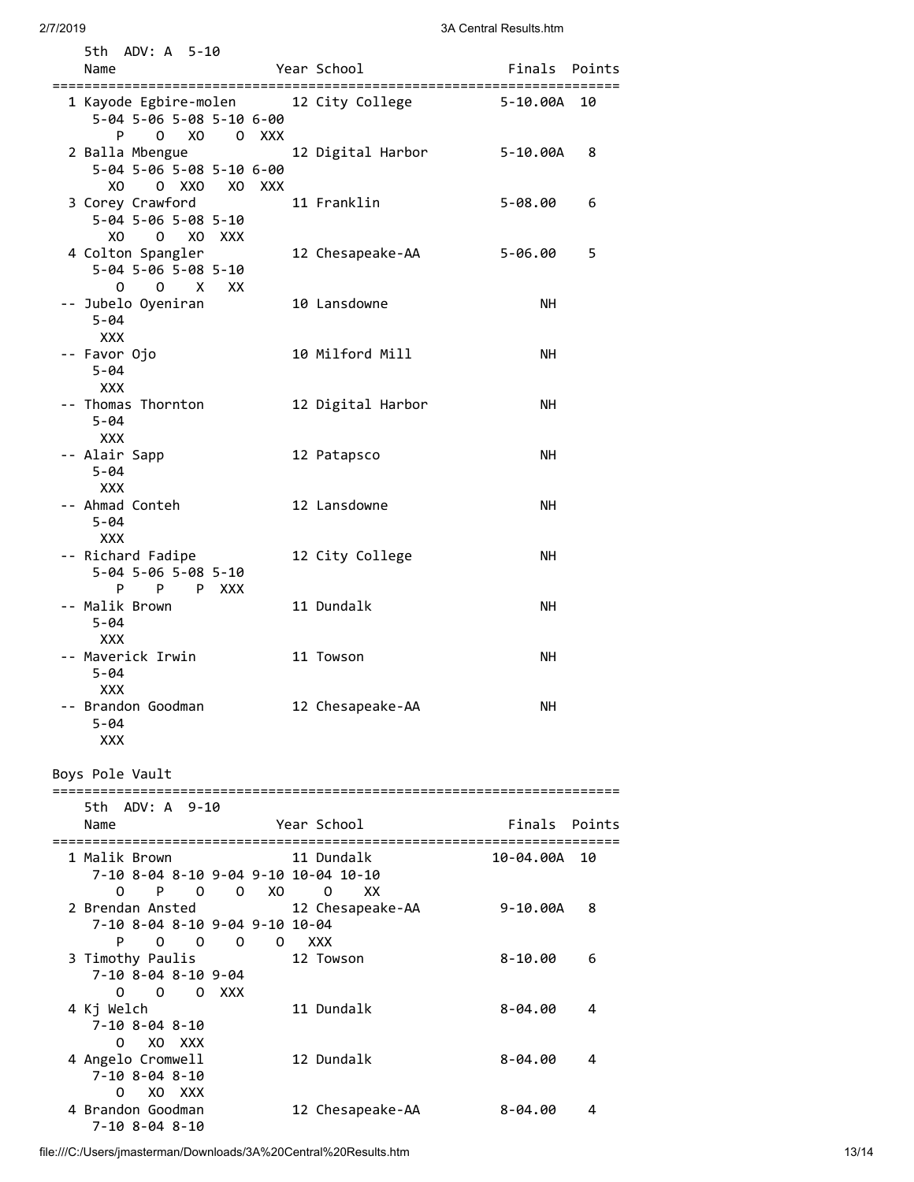```
    5th  ADV: A  5-10
    Name                    Year School               Finals  Points
=====================================================================
  1 Kayode Egbire-molen       12 City College          5-10.00A  10
      5-04 5-06 5-08 5-10 6-00
         P    O   XO    O  XXX
  2 Balla Mbengue             12 Digital Harbor        5-10.00A   8
      5-04 5-06 5-08 5-10 6-00
        XO    O  XXO   XO  XXX
  3 Corey Crawford            11 Franklin              5-08.00    6
      5-04 5-06 5-08 5-10
        XO    O   XO  XXX
  4 Colton Spangler           12 Chesapeake-AA         5-06.00    5
      5-04 5-06 5-08 5-10
         O    O    X   XX
 -- Jubelo Oyeniran           10 Lansdowne                  NH
      5-04
       XXX
 -- Favor Ojo                 10 Milford Mill               NH
      5-04
       XXX
 -- Thomas Thornton           12 Digital Harbor             NH
      5-04
       XXX
 -- Alair Sapp                12 Patapsco                   NH
      5-04
       XXX
 -- Ahmad Conteh              12 Lansdowne                  NH
      5-04
       XXX
 -- Richard Fadipe            12 City College               NH
      5-04 5-06 5-08 5-10
         P    P    P  XXX
 -- Malik Brown               11 Dundalk                    NH
      5-04
       XXX
 -- Maverick Irwin            11 Towson                     NH
      5-04
       XXX
 -- Brandon Goodman           12 Chesapeake-AA              NH
      5-04
       XXX
```

Boys Pole Vault

```
=====================================================================
    5th  ADV: A  9-10
    Name                    Year School               Finals  Points
=====================================================================
  1 Malik Brown               11 Dundalk              10-04.00A  10
      7-10 8-04 8-10 9-04 9-10 10-04 10-10
         O    P    O    O   XO     O    XX
  2 Brendan Ansted            12 Chesapeake-AA         9-10.00A   8
      7-10 8-04 8-10 9-04 9-10 10-04
         P    O    O    O    O   XXX
  3 Timothy Paulis            12 Towson                8-10.00    6
      7-10 8-04 8-10 9-04
         O    O    O  XXX
  4 Kj Welch                  11 Dundalk               8-04.00    4
      7-10 8-04 8-10
         O   XO  XXX
  4 Angelo Cromwell           12 Dundalk               8-04.00    4
      7-10 8-04 8-10
         O   XO  XXX
  4 Brandon Goodman           12 Chesapeake-AA         8-04.00    4
      7-10 8-04 8-10
```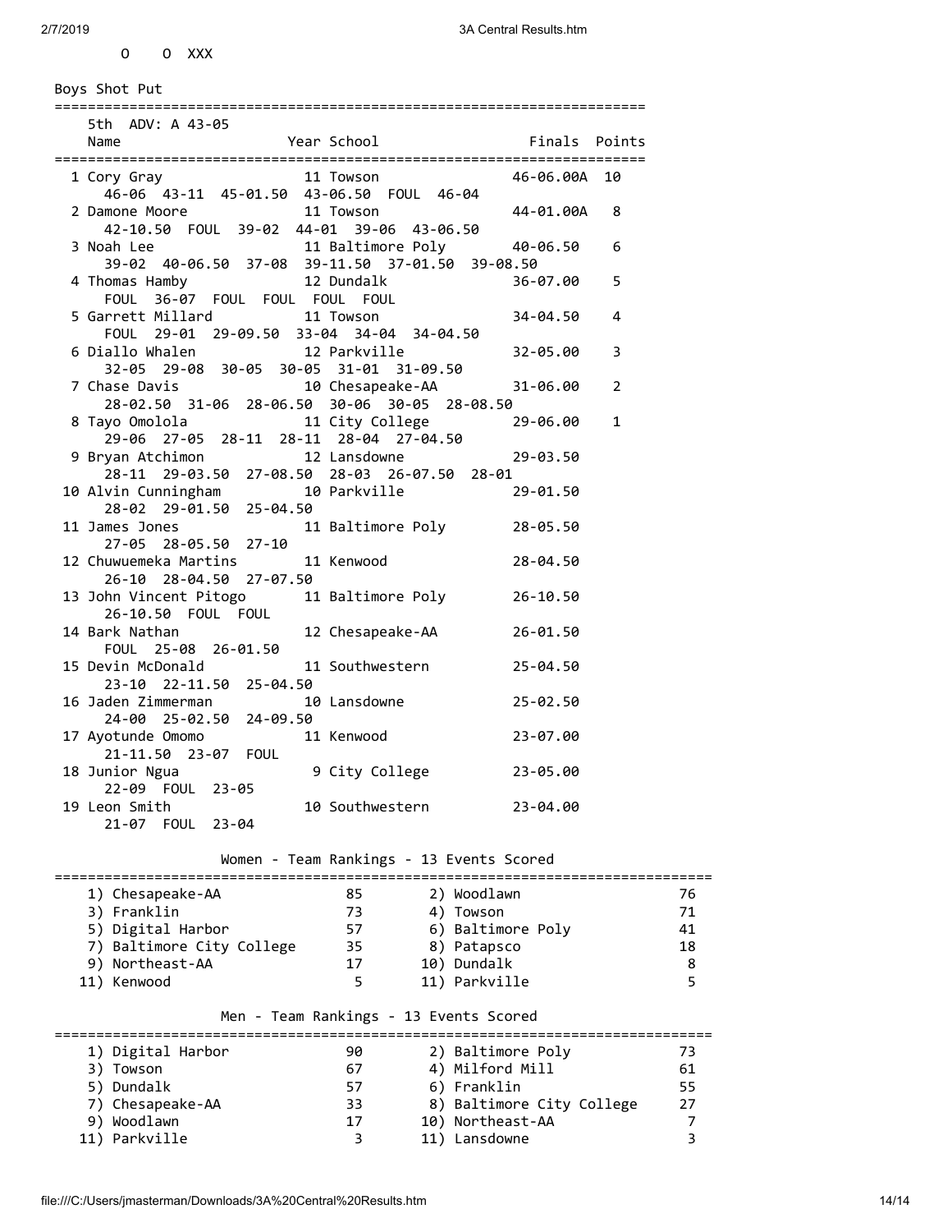O O XXX

## Boys Shot Put

5th ADV: A 43-05

| Place | Name | Year | School | Finals | Points |
|---|---|---|---|---|---|
| 1 | Cory Gray | 11 | Towson | 46-06.00A | 10 |
| | 46-06 43-11 45-01.50 43-06.50 FOUL 46-04 | | | | |
| 2 | Damone Moore | 11 | Towson | 44-01.00A | 8 |
| | 42-10.50 FOUL 39-02 44-01 39-06 43-06.50 | | | | |
| 3 | Noah Lee | 11 | Baltimore Poly | 40-06.50 | 6 |
| | 39-02 40-06.50 37-08 39-11.50 37-01.50 39-08.50 | | | | |
| 4 | Thomas Hamby | 12 | Dundalk | 36-07.00 | 5 |
| | FOUL 36-07 FOUL FOUL FOUL FOUL | | | | |
| 5 | Garrett Millard | 11 | Towson | 34-04.50 | 4 |
| | FOUL 29-01 29-09.50 33-04 34-04 34-04.50 | | | | |
| 6 | Diallo Whalen | 12 | Parkville | 32-05.00 | 3 |
| | 32-05 29-08 30-05 30-05 31-01 31-09.50 | | | | |
| 7 | Chase Davis | 10 | Chesapeake-AA | 31-06.00 | 2 |
| | 28-02.50 31-06 28-06.50 30-06 30-05 28-08.50 | | | | |
| 8 | Tayo Omolola | 11 | City College | 29-06.00 | 1 |
| | 29-06 27-05 28-11 28-11 28-04 27-04.50 | | | | |
| 9 | Bryan Atchimon | 12 | Lansdowne | 29-03.50 | |
| | 28-11 29-03.50 27-08.50 28-03 26-07.50 28-01 | | | | |
| 10 | Alvin Cunningham | 10 | Parkville | 29-01.50 | |
| | 28-02 29-01.50 25-04.50 | | | | |
| 11 | James Jones | 11 | Baltimore Poly | 28-05.50 | |
| | 27-05 28-05.50 27-10 | | | | |
| 12 | Chuwuemeka Martins | 11 | Kenwood | 28-04.50 | |
| | 26-10 28-04.50 27-07.50 | | | | |
| 13 | John Vincent Pitogo | 11 | Baltimore Poly | 26-10.50 | |
| | 26-10.50 FOUL FOUL | | | | |
| 14 | Bark Nathan | 12 | Chesapeake-AA | 26-01.50 | |
| | FOUL 25-08 26-01.50 | | | | |
| 15 | Devin McDonald | 11 | Southwestern | 25-04.50 | |
| | 23-10 22-11.50 25-04.50 | | | | |
| 16 | Jaden Zimmerman | 10 | Lansdowne | 25-02.50 | |
| | 24-00 25-02.50 24-09.50 | | | | |
| 17 | Ayotunde Omomo | 11 | Kenwood | 23-07.00 | |
| | 21-11.50 23-07 FOUL | | | | |
| 18 | Junior Ngua | 9 | City College | 23-05.00 | |
| | 22-09 FOUL 23-05 | | | | |
| 19 | Leon Smith | 10 | Southwestern | 23-04.00 | |
| | 21-07 FOUL 23-04 | | | | |

## Women - Team Rankings - 13 Events Scored

| | | | |
|---|---|---|---|
| 1) Chesapeake-AA | 85 | 2) Woodlawn | 76 |
| 3) Franklin | 73 | 4) Towson | 71 |
| 5) Digital Harbor | 57 | 6) Baltimore Poly | 41 |
| 7) Baltimore City College | 35 | 8) Patapsco | 18 |
| 9) Northeast-AA | 17 | 10) Dundalk | 8 |
| 11) Kenwood | 5 | 11) Parkville | 5 |

## Men - Team Rankings - 13 Events Scored

| | | | |
|---|---|---|---|
| 1) Digital Harbor | 90 | 2) Baltimore Poly | 73 |
| 3) Towson | 67 | 4) Milford Mill | 61 |
| 5) Dundalk | 57 | 6) Franklin | 55 |
| 7) Chesapeake-AA | 33 | 8) Baltimore City College | 27 |
| 9) Woodlawn | 17 | 10) Northeast-AA | 7 |
| 11) Parkville | 3 | 11) Lansdowne | 3 |